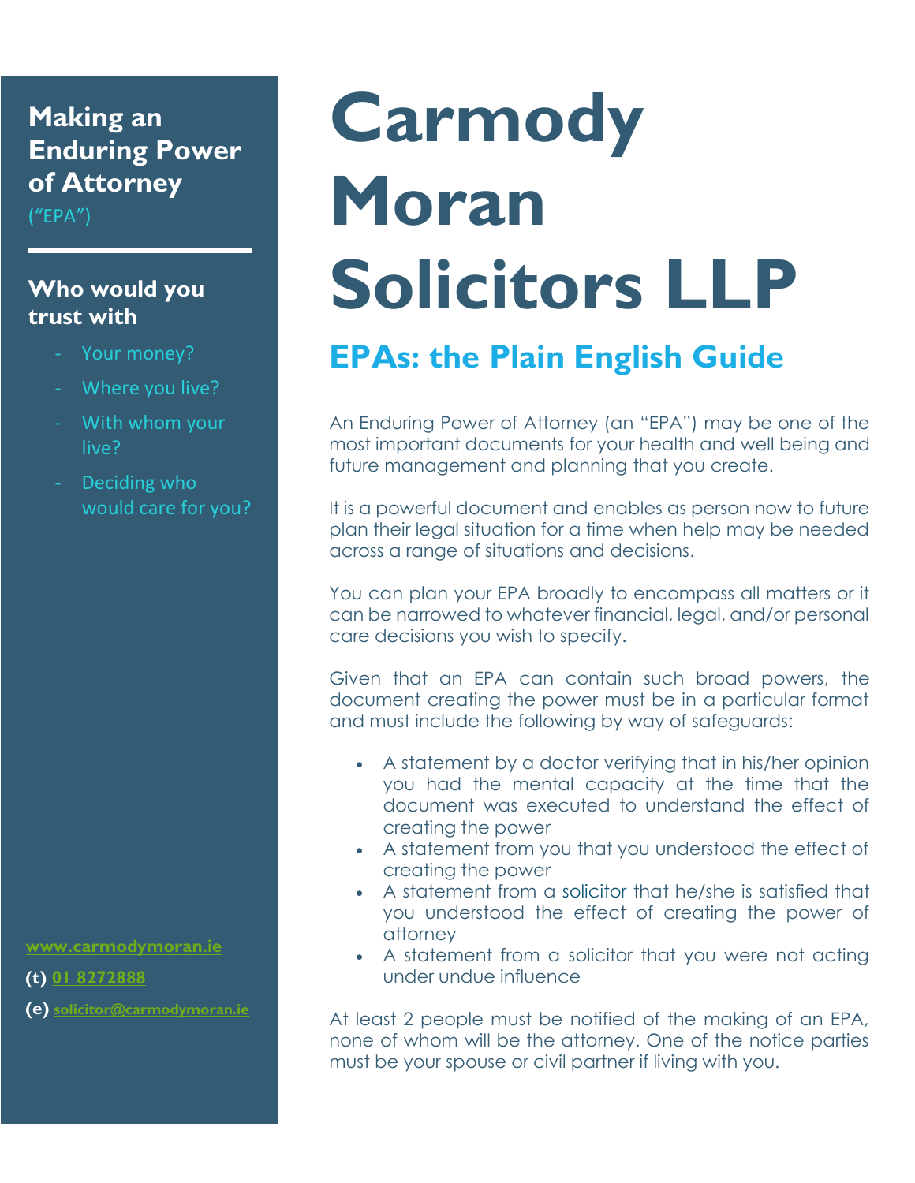# Carmody Moran Solicitors LLP

## EPAs: the Plain English Guide

An Enduring Power of Attorney (an "EPA") may be one of the most important documents for your health and well being and future management and planning that you create.

It is a powerful document and enables as person now to future plan their legal situation for a time when help may be needed across a range of situations and decisions.

You can plan your EPA broadly to encompass all matters or it can be narrowed to whatever financial, legal, and/or personal care decisions you wish to specify.

Given that an EPA can contain such broad powers, the document creating the power must be in a particular format and <u>must</u> include the following by way of safeguards:

- A statement by a doctor verifying that in his/her opinion you had the mental capacity at the time that the document was executed to understand the effect of creating the power
- A statement from you that you understood the effect of creating the power
- A statement from a solicitor that he/she is satisfied that you understood the effect of creating the power of attorney
- A statement from a solicitor that you were not acting under undue influence

At least 2 people must be notified of the making of an EPA, none of whom will be the attorney. One of the notice parties must be your spouse or civil partner if living with you.

**Making an Enduring Power of Attorney**
("EPA")

**Who would you trust with**

- Your money?
- Where you live?
- With whom your live?
- Deciding who would care for you?

www.carmodymoran.ie

**(t)** 01 8272888

**(e)** solicitor@carmodymoran.ie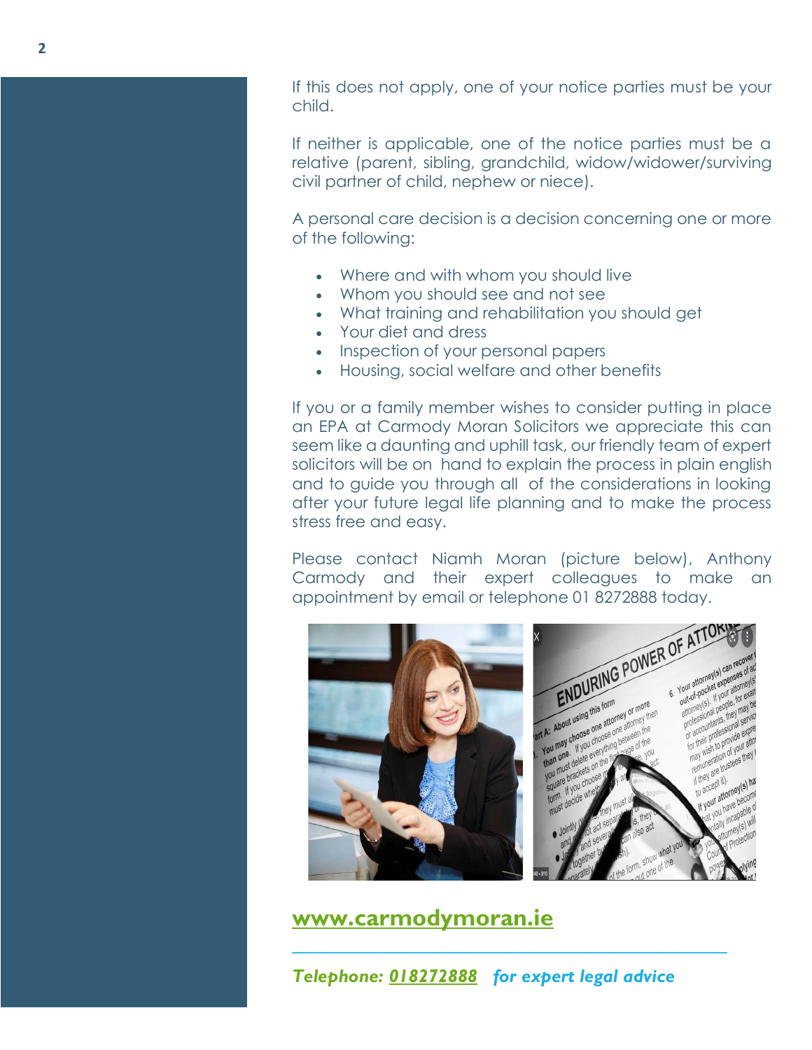If this does not apply, one of your notice parties must be your child.

If neither is applicable, one of the notice parties must be a relative (parent, sibling, grandchild, widow/widower/surviving civil partner of child, nephew or niece).

A personal care decision is a decision concerning one or more of the following:

- Where and with whom you should live
- Whom you should see and not see
- What training and rehabilitation you should get
- Your diet and dress
- Inspection of your personal papers
- Housing, social welfare and other benefits

If you or a family member wishes to consider putting in place an EPA at Carmody Moran Solicitors we appreciate this can seem like a daunting and uphill task, our friendly team of expert solicitors will be on hand to explain the process in plain english and to guide you through all of the considerations in looking after your future legal life planning and to make the process stress free and easy.

Please contact Niamh Moran (picture below), Anthony Carmody and their expert colleagues to make an appointment by email or telephone 01 8272888 today.

**www.carmodymoran.ie**

***Telephone: 018272888 for expert legal advice***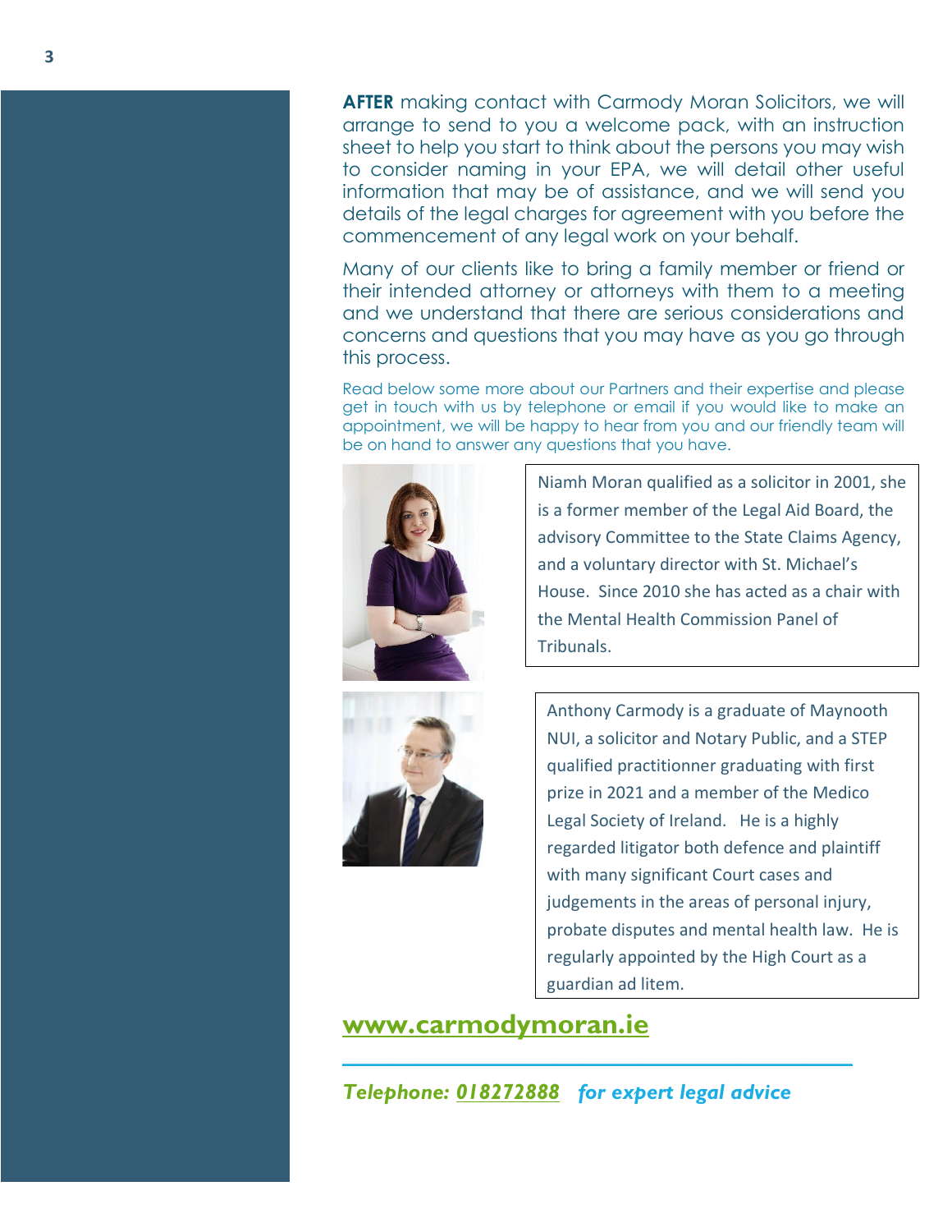**AFTER** making contact with Carmody Moran Solicitors, we will arrange to send to you a welcome pack, with an instruction sheet to help you start to think about the persons you may wish to consider naming in your EPA, we will detail other useful information that may be of assistance, and we will send you details of the legal charges for agreement with you before the commencement of any legal work on your behalf.

Many of our clients like to bring a family member or friend or their intended attorney or attorneys with them to a meeting and we understand that there are serious considerations and concerns and questions that you may have as you go through this process.

Read below some more about our Partners and their expertise and please get in touch with us by telephone or email if you would like to make an appointment, we will be happy to hear from you and our friendly team will be on hand to answer any questions that you have.

Niamh Moran qualified as a solicitor in 2001, she is a former member of the Legal Aid Board, the advisory Committee to the State Claims Agency, and a voluntary director with St. Michael's House. Since 2010 she has acted as a chair with the Mental Health Commission Panel of Tribunals.

Anthony Carmody is a graduate of Maynooth NUI, a solicitor and Notary Public, and a STEP qualified practitionner graduating with first prize in 2021 and a member of the Medico Legal Society of Ireland. He is a highly regarded litigator both defence and plaintiff with many significant Court cases and judgements in the areas of personal injury, probate disputes and mental health law. He is regularly appointed by the High Court as a guardian ad litem.

**www.carmodymoran.ie**

***Telephone: 018272888 for expert legal advice***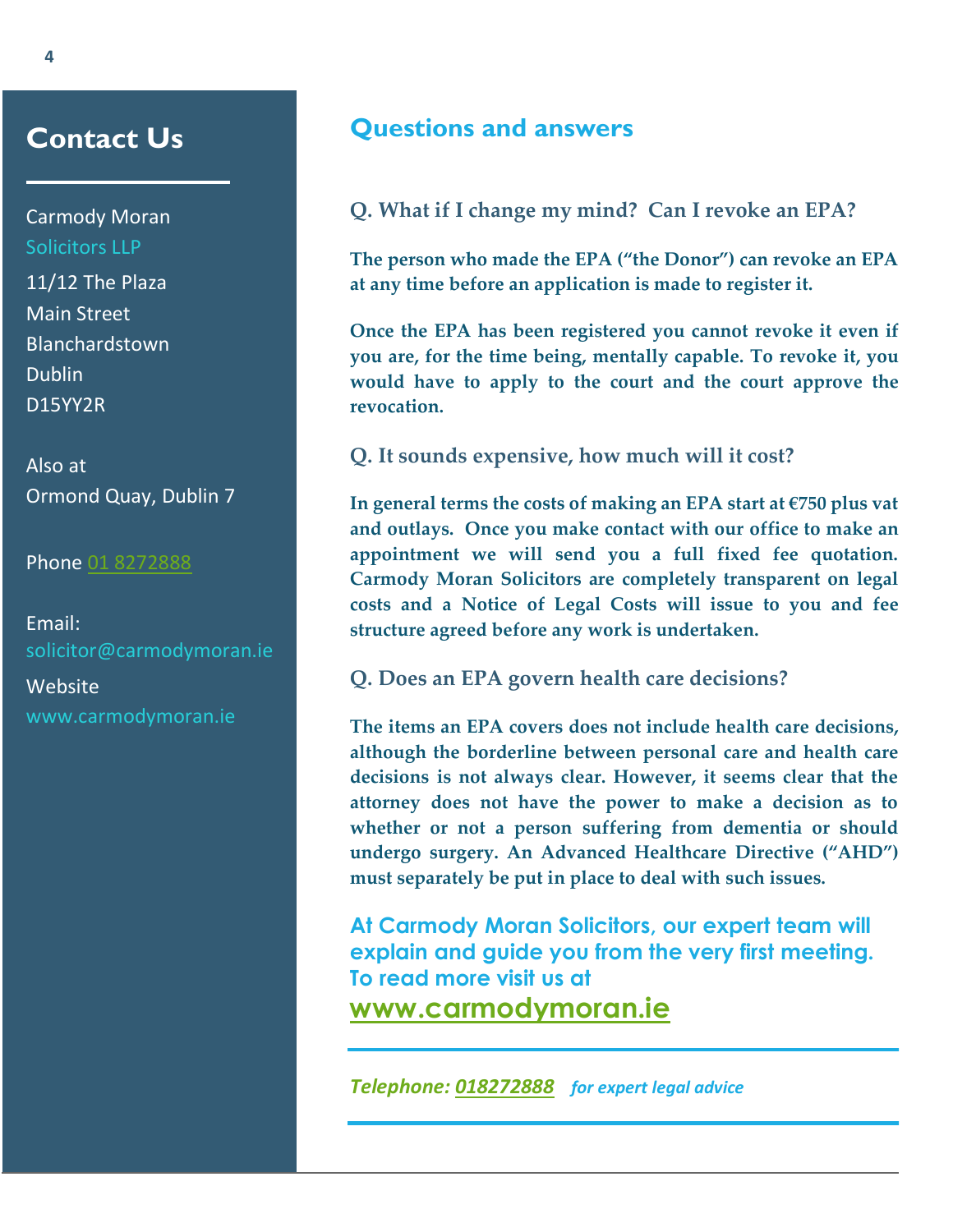## Contact Us

Carmody Moran Solicitors LLP

11/12 The Plaza
Main Street
Blanchardstown
Dublin
D15YY2R

Also at
Ormond Quay, Dublin 7

Phone 01 8272888

Email:
solicitor@carmodymoran.ie

Website
www.carmodymoran.ie

## Questions and answers

### Q. What if I change my mind? Can I revoke an EPA?

**The person who made the EPA ("the Donor") can revoke an EPA at any time before an application is made to register it.**

**Once the EPA has been registered you cannot revoke it even if you are, for the time being, mentally capable. To revoke it, you would have to apply to the court and the court approve the revocation.**

### Q. It sounds expensive, how much will it cost?

**In general terms the costs of making an EPA start at €750 plus vat and outlays. Once you make contact with our office to make an appointment we will send you a full fixed fee quotation. Carmody Moran Solicitors are completely transparent on legal costs and a Notice of Legal Costs will issue to you and fee structure agreed before any work is undertaken.**

### Q. Does an EPA govern health care decisions?

**The items an EPA covers does not include health care decisions, although the borderline between personal care and health care decisions is not always clear. However, it seems clear that the attorney does not have the power to make a decision as to whether or not a person suffering from dementia or should undergo surgery. An Advanced Healthcare Directive ("AHD") must separately be put in place to deal with such issues.**

**At Carmody Moran Solicitors, our expert team will explain and guide you from the very first meeting. To read more visit us at**

**www.carmodymoran.ie**

***Telephone: 018272888*** ***for expert legal advice***